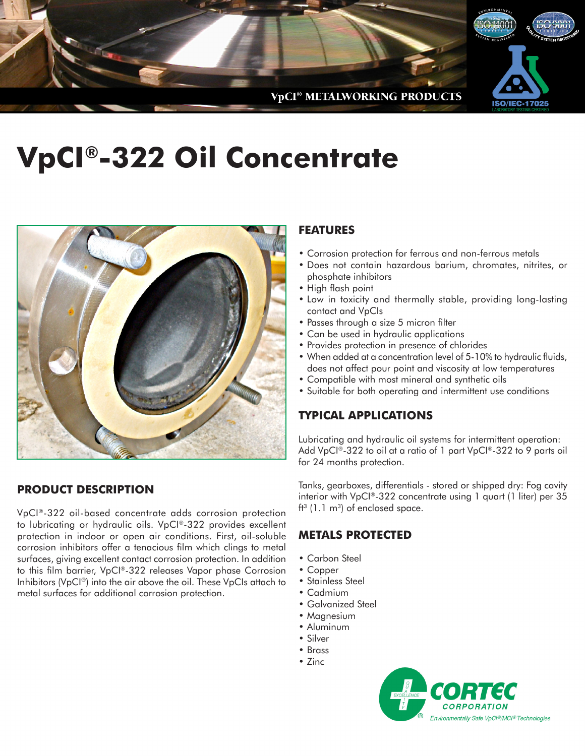VpCI® METALWORKING PRODUCTS

# VpCI®-322 Oil Concentrate

## PRODUCT DESCRIPTION

VpCI®-322 oil-based concentrate adds corrosion protection to lubricating or hydraulic oils. VpCI®-322 provides excellent protection in indoor or open air conditions. First, oil-soluble corrosion inhibitors offer a tenacious film which clings to metal surfaces, giving excellent contact corrosion protection. In addition to this film barrier, VpCI®-322 releases Vapor phase Corrosion Inhibitors (VpCI®) into the air above the oil. These VpCIs attach to metal surfaces for additional corrosion protection.

## FEATURES

- Corrosion protection for ferrous and non-ferrous metals
- Does not contain hazardous barium, chromates, nitrites, or phosphate inhibitors
- High flash point
- Low in toxicity and thermally stable, providing long-lasting contact and VpCIs
- Passes through a size 5 micron filter
- Can be used in hydraulic applications
- Provides protection in presence of chlorides
- When added at a concentration level of 5-10% to hydraulic fluids, does not affect pour point and viscosity at low temperatures
- Compatible with most mineral and synthetic oils
- Suitable for both operating and intermittent use conditions

## TYPICAL APPLICATIONS

Lubricating and hydraulic oil systems for intermittent operation: Add VpCI®-322 to oil at a ratio of 1 part VpCI®-322 to 9 parts oil for 24 months protection.

Tanks, gearboxes, differentials - stored or shipped dry: Fog cavity interior with VpCI®-322 concentrate using 1 quart (1 liter) per 35 $ft^3$ (1.1 $m^3$) of enclosed space.

## METALS PROTECTED

- Carbon Steel
- Copper
- Stainless Steel
- Cadmium
- Galvanized Steel
- Magnesium
- Aluminum
- Silver
- Brass
- Zinc

CORTEC CORPORATION
Environmentally Safe VpCI®/MCI® Technologies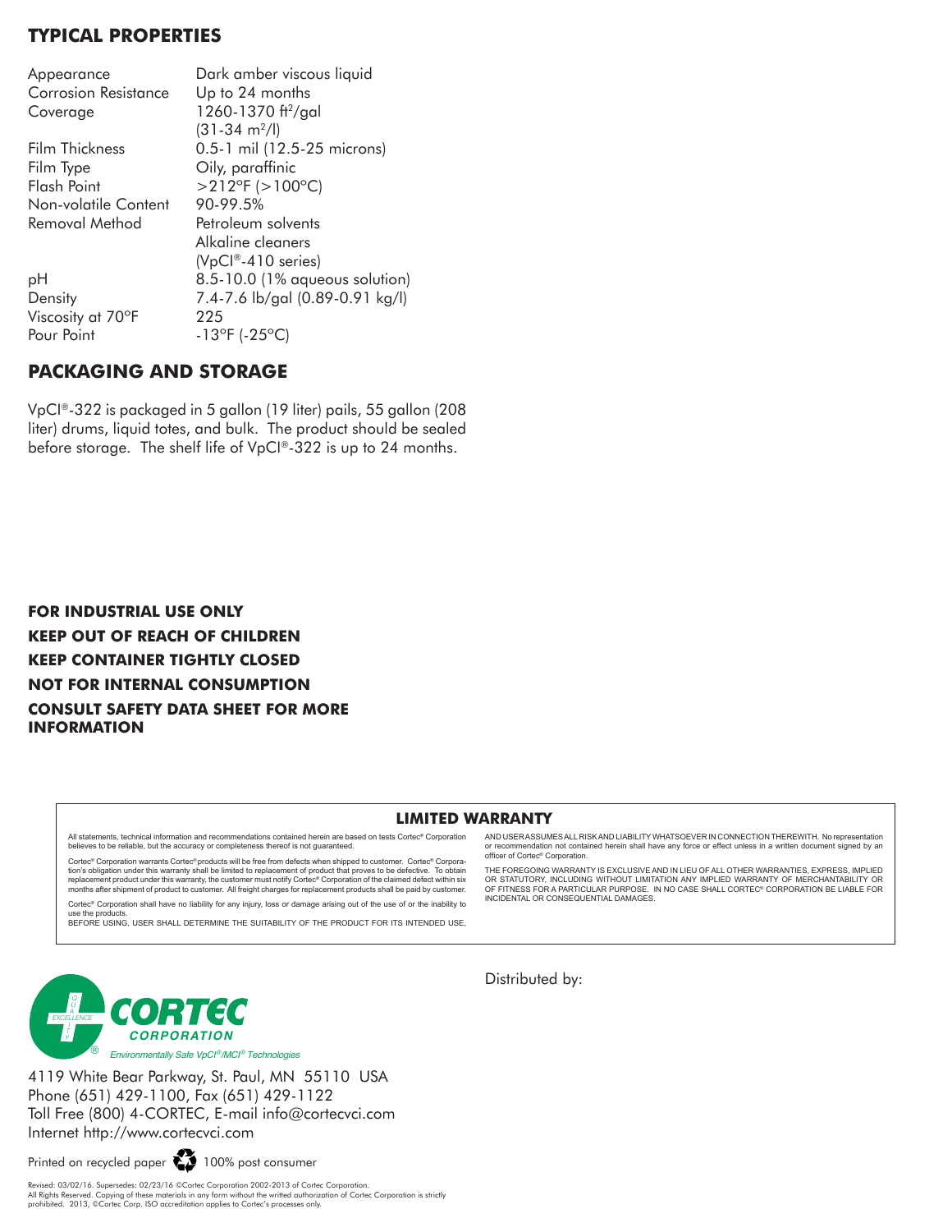## TYPICAL PROPERTIES

| | |
|---|---|
| Appearance | Dark amber viscous liquid |
| Corrosion Resistance | Up to 24 months |
| Coverage | 1260-1370 ft²/gal (31-34 m²/l) |
| Film Thickness | 0.5-1 mil (12.5-25 microns) |
| Film Type | Oily, paraffinic |
| Flash Point | >212°F (>100°C) |
| Non-volatile Content | 90-99.5% |
| Removal Method | Petroleum solvents<br>Alkaline cleaners<br>(VpCI®-410 series) |
| pH | 8.5-10.0 (1% aqueous solution) |
| Density | 7.4-7.6 lb/gal (0.89-0.91 kg/l) |
| Viscosity at 70°F | 225 |
| Pour Point | -13°F (-25°C) |

## PACKAGING AND STORAGE

VpCI®-322 is packaged in 5 gallon (19 liter) pails, 55 gallon (208 liter) drums, liquid totes, and bulk. The product should be sealed before storage. The shelf life of VpCI®-322 is up to 24 months.

**FOR INDUSTRIAL USE ONLY**
**KEEP OUT OF REACH OF CHILDREN**
**KEEP CONTAINER TIGHTLY CLOSED**
**NOT FOR INTERNAL CONSUMPTION**
**CONSULT SAFETY DATA SHEET FOR MORE INFORMATION**

### LIMITED WARRANTY

All statements, technical information and recommendations contained herein are based on tests Cortec® Corporation believes to be reliable, but the accuracy or completeness thereof is not guaranteed.

Cortec® Corporation warrants Cortec® products will be free from defects when shipped to customer. Cortec® Corporation's obligation under this warranty shall be limited to replacement of product that proves to be defective. To obtain replacement product under this warranty, the customer must notify Cortec® Corporation of the claimed defect within six months after shipment of product to customer. All freight charges for replacement products shall be paid by customer.

Cortec® Corporation shall have no liability for any injury, loss or damage arising out of the use of or the inability to use the products.
BEFORE USING, USER SHALL DETERMINE THE SUITABILITY OF THE PRODUCT FOR ITS INTENDED USE, AND USER ASSUMES ALL RISK AND LIABILITY WHATSOEVER IN CONNECTION THEREWITH. No representation or recommendation not contained herein shall have any force or effect unless in a written document signed by an officer of Cortec® Corporation.

THE FOREGOING WARRANTY IS EXCLUSIVE AND IN LIEU OF ALL OTHER WARRANTIES, EXPRESS, IMPLIED OR STATUTORY, INCLUDING WITHOUT LIMITATION ANY IMPLIED WARRANTY OF MERCHANTABILITY OR OF FITNESS FOR A PARTICULAR PURPOSE. IN NO CASE SHALL CORTEC® CORPORATION BE LIABLE FOR INCIDENTAL OR CONSEQUENTIAL DAMAGES.

CORTEC CORPORATION
QUALITY EXCELLENCE
Environmentally Safe VpCI®/MCI® Technologies

Distributed by:

4119 White Bear Parkway, St. Paul, MN 55110 USA
Phone (651) 429-1100, Fax (651) 429-1122
Toll Free (800) 4-CORTEC, E-mail info@cortecvci.com
Internet http://www.cortecvci.com

Printed on recycled paper 100% post consumer

Revised: 03/02/16. Supersedes: 02/23/16 ©Cortec Corporation 2002-2013 of Cortec Corporation.
All Rights Reserved. Copying of these materials in any form without the writted authorization of Cortec Corporation is strictly prohibited. 2013, ©Cortec Corp. ISO accreditation applies to Cortec's processes only.